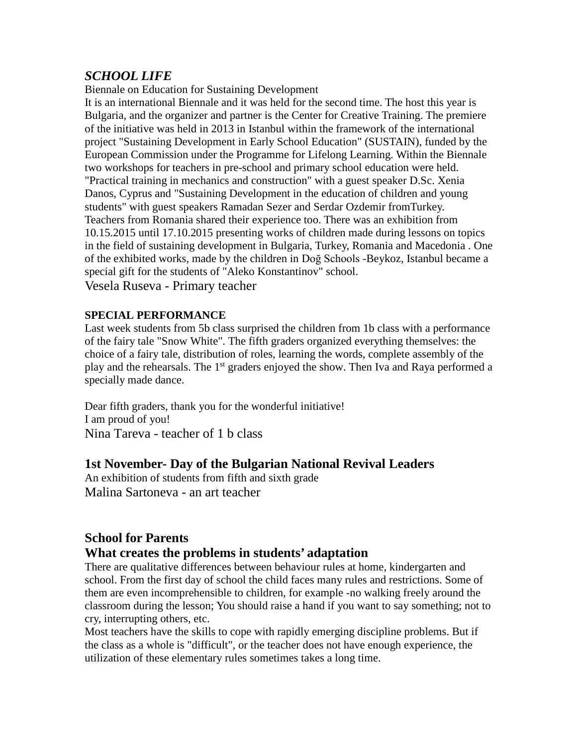## *SCHOOL LIFE*

Biennale on Education for Sustaining Development

It is an international Biennale and it was held for the second time. The host this year is Bulgaria, and the organizer and partner is the Center for Creative Training. The premiere of the initiative was held in 2013 in Istanbul within the framework of the international project "Sustaining Development in Early School Education" (SUSTAIN), funded by the European Commission under the Programme for Lifelong Learning. Within the Biennale two workshops for teachers in pre-school and primary school education were held. "Practical training in mechanics and construction" with a guest speaker D.Sc. Xenia Danos, Cyprus and "Sustaining Development in the education of children and young students" with guest speakers Ramadan Sezer and Serdar Ozdemir fromTurkey. Teachers from Romania shared their experience too. There was an exhibition from 10.15.2015 until 17.10.2015 presenting works of children made during lessons on topics in the field of sustaining development in Bulgaria, Turkey, Romania and Macedonia . One of the exhibited works, made by the children in Doğ Schools -Beykoz, Istanbul became a special gift for the students of "Aleko Konstantinov" school.

Vesela Ruseva - Primary teacher

**SPECIAL PERFORMANCE**

Last week students from 5b class surprised the children from 1b class with a performance of the fairy tale "Snow White". The fifth graders organized everything themselves: the choice of a fairy tale, distribution of roles, learning the words, complete assembly of the play and the rehearsals. The 1st graders enjoyed the show. Then Iva and Raya performed a specially made dance.

Dear fifth graders, thank you for the wonderful initiative!
I am proud of you!
Nina Tareva - teacher of 1 b class

### 1st November- Day of the Bulgarian National Revival Leaders

An exhibition of students from fifth and sixth grade
Malina Sartoneva - an art teacher

### School for Parents

### What creates the problems in students' adaptation

There are qualitative differences between behaviour rules at home, kindergarten and school. From the first day of school the child faces many rules and restrictions. Some of them are even incomprehensible to children, for example -no walking freely around the classroom during the lesson; You should raise a hand if you want to say something; not to cry, interrupting others, etc.

Most teachers have the skills to cope with rapidly emerging discipline problems. But if the class as a whole is "difficult", or the teacher does not have enough experience, the utilization of these elementary rules sometimes takes a long time.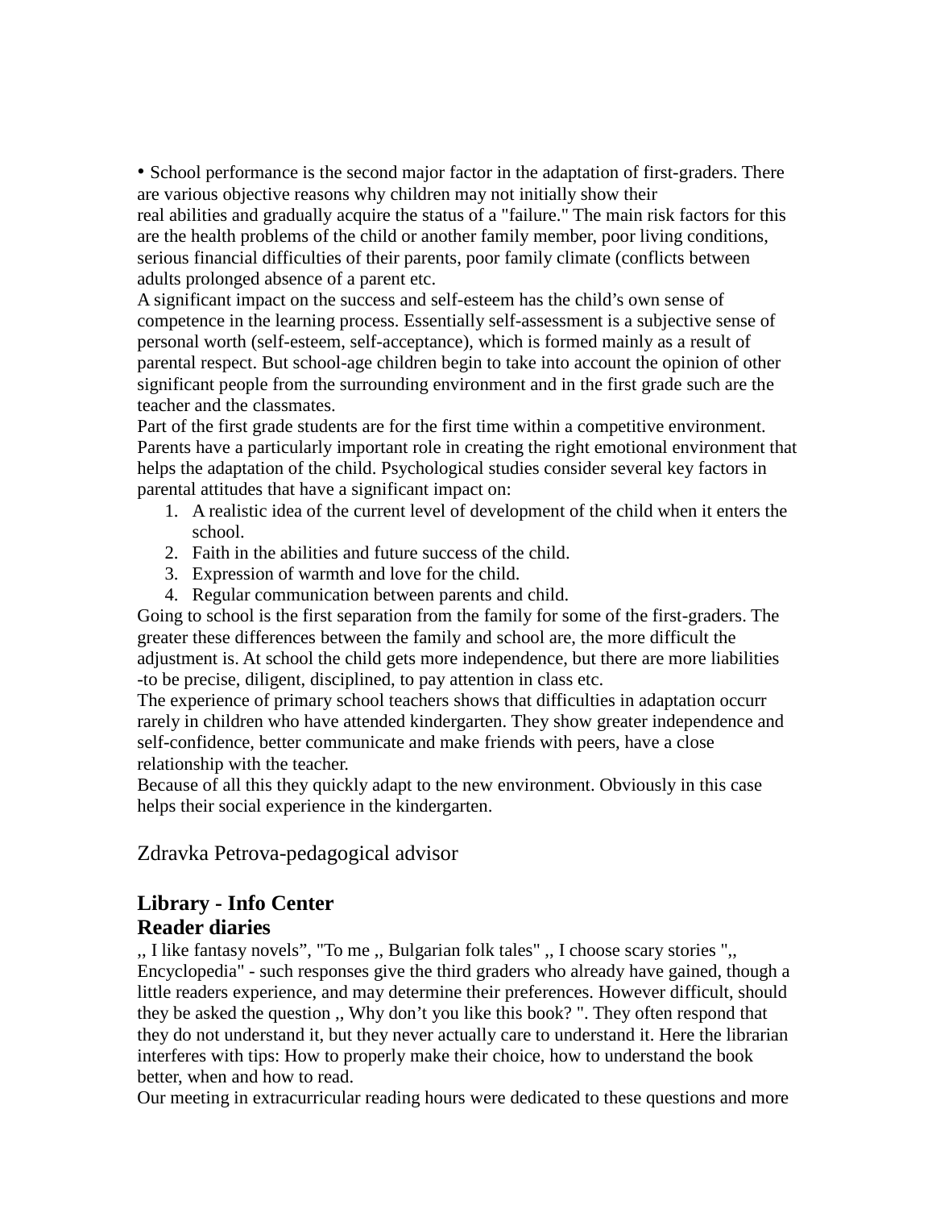• School performance is the second major factor in the adaptation of first-graders. There are various objective reasons why children may not initially show their real abilities and gradually acquire the status of a "failure." The main risk factors for this are the health problems of the child or another family member, poor living conditions, serious financial difficulties of their parents, poor family climate (conflicts between adults prolonged absence of a parent etc.

A significant impact on the success and self-esteem has the child's own sense of competence in the learning process. Essentially self-assessment is a subjective sense of personal worth (self-esteem, self-acceptance), which is formed mainly as a result of parental respect. But school-age children begin to take into account the opinion of other significant people from the surrounding environment and in the first grade such are the teacher and the classmates.

Part of the first grade students are for the first time within a competitive environment. Parents have a particularly important role in creating the right emotional environment that helps the adaptation of the child. Psychological studies consider several key factors in parental attitudes that have a significant impact on:

1. A realistic idea of the current level of development of the child when it enters the school.
2. Faith in the abilities and future success of the child.
3. Expression of warmth and love for the child.
4. Regular communication between parents and child.

Going to school is the first separation from the family for some of the first-graders. The greater these differences between the family and school are, the more difficult the adjustment is. At school the child gets more independence, but there are more liabilities -to be precise, diligent, disciplined, to pay attention in class etc.

The experience of primary school teachers shows that difficulties in adaptation occurr rarely in children who have attended kindergarten. They show greater independence and self-confidence, better communicate and make friends with peers, have a close relationship with the teacher.

Because of all this they quickly adapt to the new environment. Obviously in this case helps their social experience in the kindergarten.

Zdravka Petrova-pedagogical advisor

## Library - Info Center

## Reader diaries

,, I like fantasy novels", "To me ,, Bulgarian folk tales" ,, I choose scary stories ",, Encyclopedia" - such responses give the third graders who already have gained, though a little readers experience, and may determine their preferences. However difficult, should they be asked the question ,, Why don't you like this book? ". They often respond that they do not understand it, but they never actually care to understand it. Here the librarian interferes with tips: How to properly make their choice, how to understand the book better, when and how to read.

Our meeting in extracurricular reading hours were dedicated to these questions and more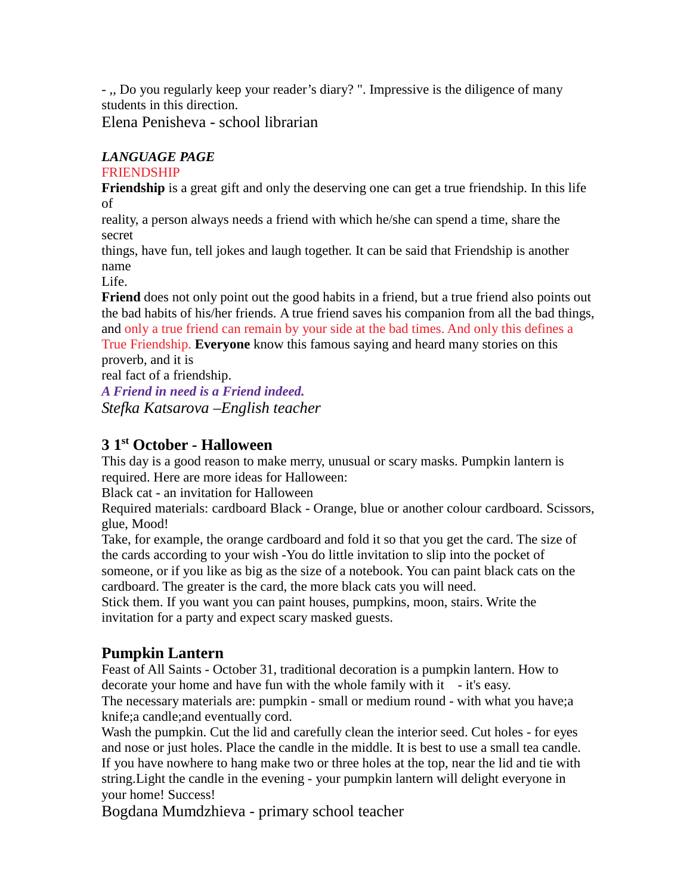- ,, Do you regularly keep your reader's diary? ". Impressive is the diligence of many students in this direction.

Elena Penisheva - school librarian

***LANGUAGE PAGE***

FRIENDSHIP

**Friendship** is a great gift and only the deserving one can get a true friendship. In this life of reality, a person always needs a friend with which he/she can spend a time, share the secret things, have fun, tell jokes and laugh together. It can be said that Friendship is another name Life.

**Friend** does not only point out the good habits in a friend, but a true friend also points out the bad habits of his/her friends. A true friend saves his companion from all the bad things, and only a true friend can remain by your side at the bad times. And only this defines a True Friendship. **Everyone** know this famous saying and heard many stories on this proverb, and it is real fact of a friendship.

***A Friend in need is a Friend indeed.***

*Stefka Katsarova –English teacher*

## 3 1st October - Halloween

This day is a good reason to make merry, unusual or scary masks. Pumpkin lantern is required. Here are more ideas for Halloween:

Black cat - an invitation for Halloween

Required materials: cardboard Black - Orange, blue or another colour cardboard. Scissors, glue, Mood!

Take, for example, the orange cardboard and fold it so that you get the card. The size of the cards according to your wish -You do little invitation to slip into the pocket of someone, or if you like as big as the size of a notebook. You can paint black cats on the cardboard. The greater is the card, the more black cats you will need.

Stick them. If you want you can paint houses, pumpkins, moon, stairs. Write the invitation for a party and expect scary masked guests.

## Pumpkin Lantern

Feast of All Saints - October 31, traditional decoration is a pumpkin lantern. How to decorate your home and have fun with the whole family with it - it's easy.

The necessary materials are: pumpkin - small or medium round - with what you have;a knife;a candle;and eventually cord.

Wash the pumpkin. Cut the lid and carefully clean the interior seed. Cut holes - for eyes and nose or just holes. Place the candle in the middle. It is best to use a small tea candle. If you have nowhere to hang make two or three holes at the top, near the lid and tie with string.Light the candle in the evening - your pumpkin lantern will delight everyone in your home! Success!

Bogdana Mumdzhieva - primary school teacher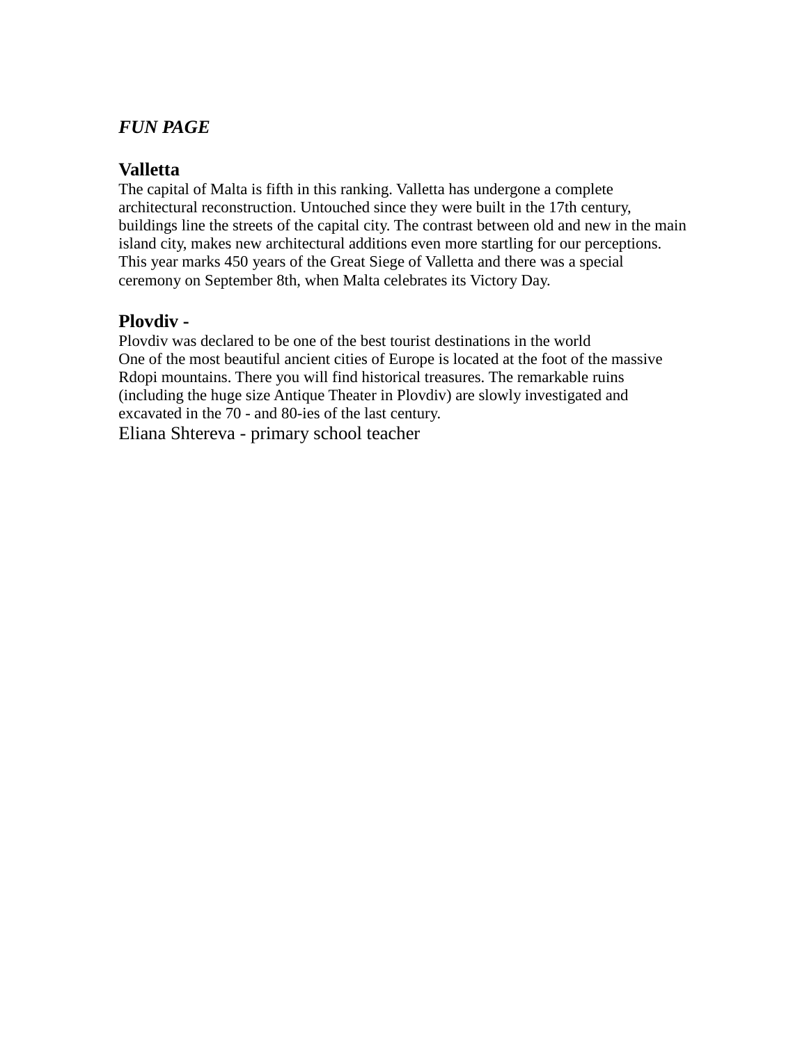***FUN PAGE***

## Valletta

The capital of Malta is fifth in this ranking. Valletta has undergone a complete architectural reconstruction. Untouched since they were built in the 17th century, buildings line the streets of the capital city. The contrast between old and new in the main island city, makes new architectural additions even more startling for our perceptions. This year marks 450 years of the Great Siege of Valletta and there was a special ceremony on September 8th, when Malta celebrates its Victory Day.

## Plovdiv -

Plovdiv was declared to be one of the best tourist destinations in the world
One of the most beautiful ancient cities of Europe is located at the foot of the massive Rdopi mountains. There you will find historical treasures. The remarkable ruins (including the huge size Antique Theater in Plovdiv) are slowly investigated and excavated in the 70 - and 80-ies of the last century.

Eliana Shtereva - primary school teacher